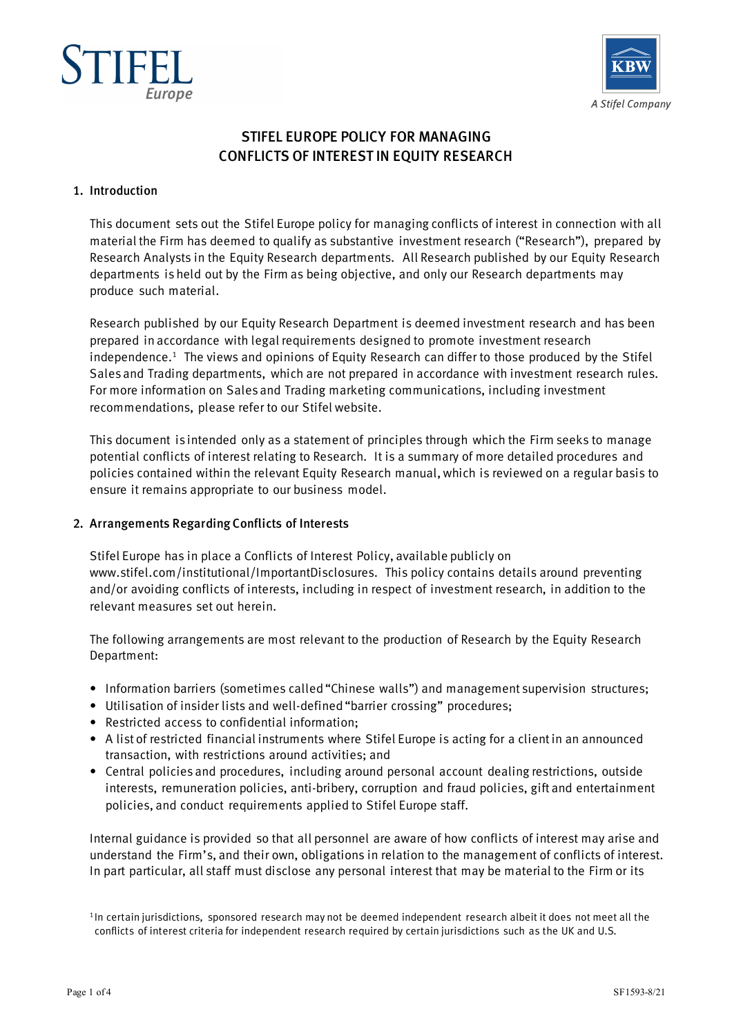# STIFEL EUROPE POLICY FOR MANAGING CONFLICTS OF INTEREST IN EQUITY RESEARCH

## 1. Introduction

This document sets out the Stifel Europe policy for managing conflicts of interest in connection with all material the Firm has deemed to qualify as substantive investment research ("Research"), prepared by Research Analysts in the Equity Research departments. All Research published by our Equity Research departments is held out by the Firm as being objective, and only our Research departments may produce such material.

Research published by our Equity Research Department is deemed investment research and has been prepared in accordance with legal requirements designed to promote investment research independence.[1] The views and opinions of Equity Research can differ to those produced by the Stifel Sales and Trading departments, which are not prepared in accordance with investment research rules. For more information on Sales and Trading marketing communications, including investment recommendations, please refer to our Stifel website.

This document is intended only as a statement of principles through which the Firm seeks to manage potential conflicts of interest relating to Research. It is a summary of more detailed procedures and policies contained within the relevant Equity Research manual, which is reviewed on a regular basis to ensure it remains appropriate to our business model.

## 2. Arrangements Regarding Conflicts of Interests

Stifel Europe has in place a Conflicts of Interest Policy, available publicly on www.stifel.com/institutional/ImportantDisclosures. This policy contains details around preventing and/or avoiding conflicts of interests, including in respect of investment research, in addition to the relevant measures set out herein.

The following arrangements are most relevant to the production of Research by the Equity Research Department:

- Information barriers (sometimes called "Chinese walls") and management supervision structures;
- Utilisation of insider lists and well-defined "barrier crossing" procedures;
- Restricted access to confidential information;
- A list of restricted financial instruments where Stifel Europe is acting for a client in an announced transaction, with restrictions around activities; and
- Central policies and procedures, including around personal account dealing restrictions, outside interests, remuneration policies, anti-bribery, corruption and fraud policies, gift and entertainment policies, and conduct requirements applied to Stifel Europe staff.

Internal guidance is provided so that all personnel are aware of how conflicts of interest may arise and understand the Firm's, and their own, obligations in relation to the management of conflicts of interest. In part particular, all staff must disclose any personal interest that may be material to the Firm or its

[1] In certain jurisdictions, sponsored research may not be deemed independent research albeit it does not meet all the conflicts of interest criteria for independent research required by certain jurisdictions such as the UK and U.S.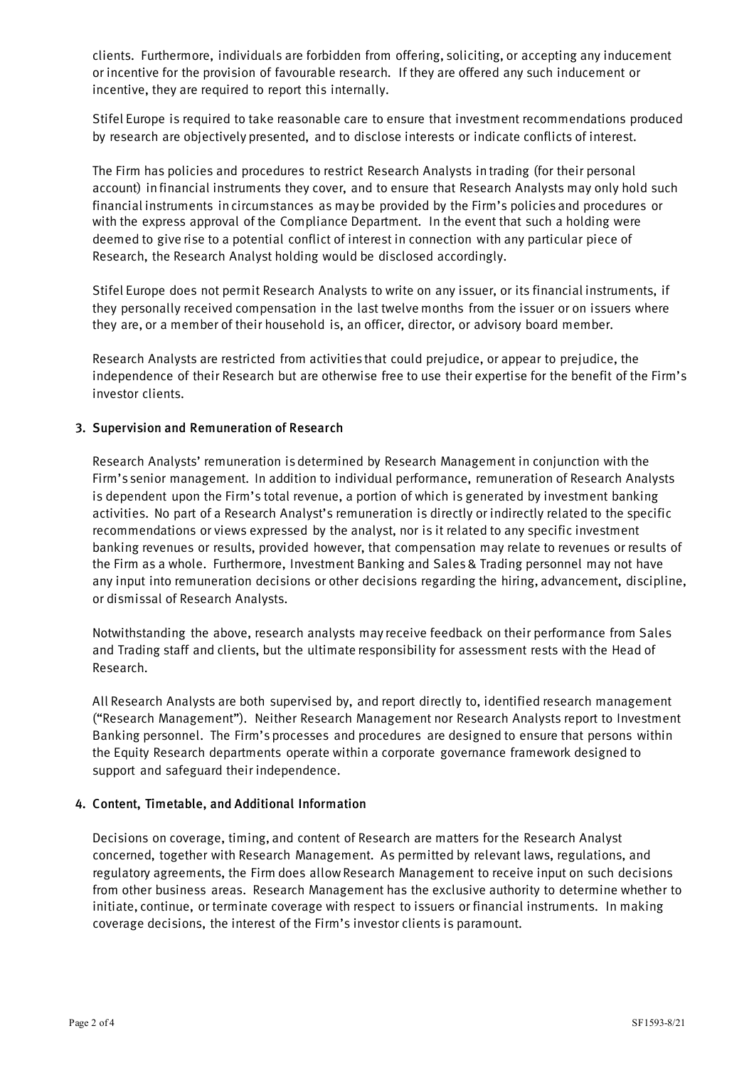clients. Furthermore, individuals are forbidden from offering, soliciting, or accepting any inducement or incentive for the provision of favourable research. If they are offered any such inducement or incentive, they are required to report this internally.

Stifel Europe is required to take reasonable care to ensure that investment recommendations produced by research are objectively presented, and to disclose interests or indicate conflicts of interest.

The Firm has policies and procedures to restrict Research Analysts in trading (for their personal account) in financial instruments they cover, and to ensure that Research Analysts may only hold such financial instruments in circumstances as may be provided by the Firm's policies and procedures or with the express approval of the Compliance Department. In the event that such a holding were deemed to give rise to a potential conflict of interest in connection with any particular piece of Research, the Research Analyst holding would be disclosed accordingly.

Stifel Europe does not permit Research Analysts to write on any issuer, or its financial instruments, if they personally received compensation in the last twelve months from the issuer or on issuers where they are, or a member of their household is, an officer, director, or advisory board member.

Research Analysts are restricted from activities that could prejudice, or appear to prejudice, the independence of their Research but are otherwise free to use their expertise for the benefit of the Firm's investor clients.

## 3. Supervision and Remuneration of Research

Research Analysts' remuneration is determined by Research Management in conjunction with the Firm's senior management. In addition to individual performance, remuneration of Research Analysts is dependent upon the Firm's total revenue, a portion of which is generated by investment banking activities. No part of a Research Analyst's remuneration is directly or indirectly related to the specific recommendations or views expressed by the analyst, nor is it related to any specific investment banking revenues or results, provided however, that compensation may relate to revenues or results of the Firm as a whole. Furthermore, Investment Banking and Sales & Trading personnel may not have any input into remuneration decisions or other decisions regarding the hiring, advancement, discipline, or dismissal of Research Analysts.

Notwithstanding the above, research analysts may receive feedback on their performance from Sales and Trading staff and clients, but the ultimate responsibility for assessment rests with the Head of Research.

All Research Analysts are both supervised by, and report directly to, identified research management ("Research Management"). Neither Research Management nor Research Analysts report to Investment Banking personnel. The Firm's processes and procedures are designed to ensure that persons within the Equity Research departments operate within a corporate governance framework designed to support and safeguard their independence.

## 4. Content, Timetable, and Additional Information

Decisions on coverage, timing, and content of Research are matters for the Research Analyst concerned, together with Research Management. As permitted by relevant laws, regulations, and regulatory agreements, the Firm does allow Research Management to receive input on such decisions from other business areas. Research Management has the exclusive authority to determine whether to initiate, continue, or terminate coverage with respect to issuers or financial instruments. In making coverage decisions, the interest of the Firm's investor clients is paramount.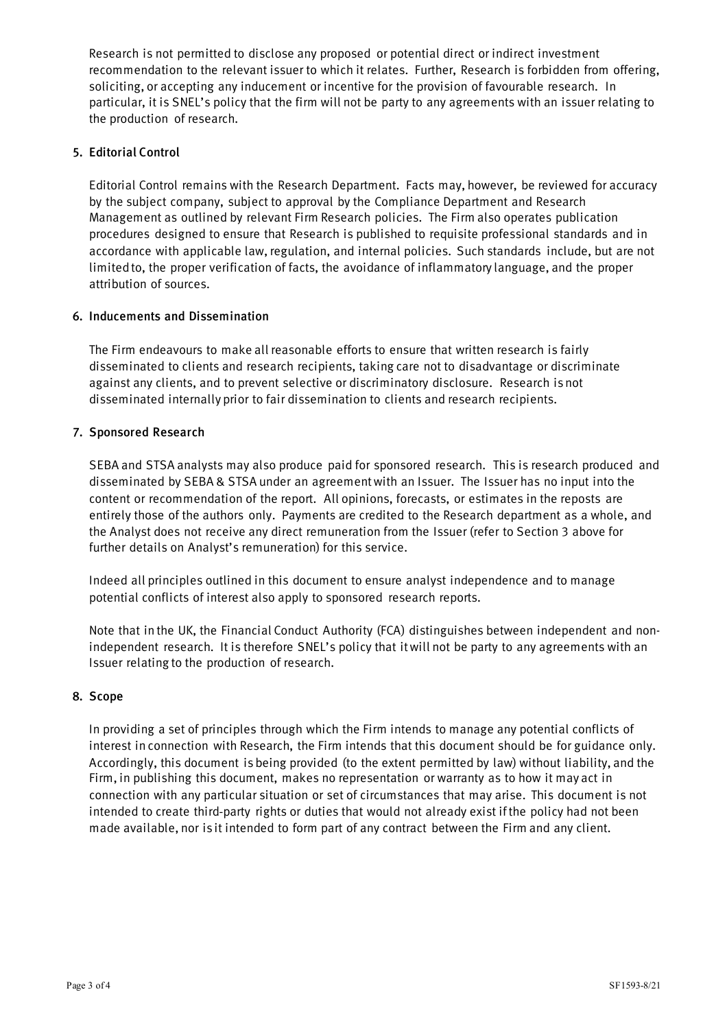Research is not permitted to disclose any proposed or potential direct or indirect investment recommendation to the relevant issuer to which it relates. Further, Research is forbidden from offering, soliciting, or accepting any inducement or incentive for the provision of favourable research. In particular, it is SNEL's policy that the firm will not be party to any agreements with an issuer relating to the production of research.

## 5. Editorial Control

Editorial Control remains with the Research Department. Facts may, however, be reviewed for accuracy by the subject company, subject to approval by the Compliance Department and Research Management as outlined by relevant Firm Research policies. The Firm also operates publication procedures designed to ensure that Research is published to requisite professional standards and in accordance with applicable law, regulation, and internal policies. Such standards include, but are not limited to, the proper verification of facts, the avoidance of inflammatory language, and the proper attribution of sources.

## 6. Inducements and Dissemination

The Firm endeavours to make all reasonable efforts to ensure that written research is fairly disseminated to clients and research recipients, taking care not to disadvantage or discriminate against any clients, and to prevent selective or discriminatory disclosure. Research is not disseminated internally prior to fair dissemination to clients and research recipients.

## 7. Sponsored Research

SEBA and STSA analysts may also produce paid for sponsored research. This is research produced and disseminated by SEBA & STSA under an agreement with an Issuer. The Issuer has no input into the content or recommendation of the report. All opinions, forecasts, or estimates in the reposts are entirely those of the authors only. Payments are credited to the Research department as a whole, and the Analyst does not receive any direct remuneration from the Issuer (refer to Section 3 above for further details on Analyst's remuneration) for this service.

Indeed all principles outlined in this document to ensure analyst independence and to manage potential conflicts of interest also apply to sponsored research reports.

Note that in the UK, the Financial Conduct Authority (FCA) distinguishes between independent and non-independent research. It is therefore SNEL's policy that it will not be party to any agreements with an Issuer relating to the production of research.

## 8. Scope

In providing a set of principles through which the Firm intends to manage any potential conflicts of interest in connection with Research, the Firm intends that this document should be for guidance only. Accordingly, this document is being provided (to the extent permitted by law) without liability, and the Firm, in publishing this document, makes no representation or warranty as to how it may act in connection with any particular situation or set of circumstances that may arise. This document is not intended to create third-party rights or duties that would not already exist if the policy had not been made available, nor is it intended to form part of any contract between the Firm and any client.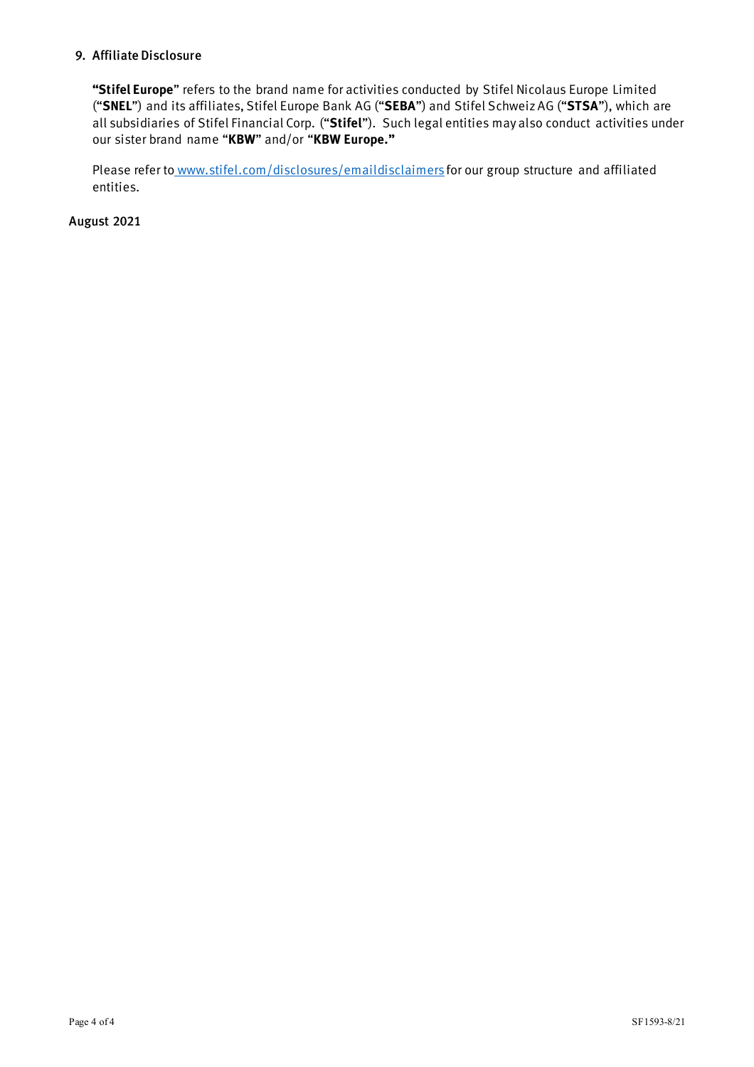## 9. Affiliate Disclosure

**"Stifel Europe"** refers to the brand name for activities conducted by Stifel Nicolaus Europe Limited ("**SNEL**") and its affiliates, Stifel Europe Bank AG ("**SEBA**") and Stifel Schweiz AG ("**STSA**"), which are all subsidiaries of Stifel Financial Corp. ("**Stifel**"). Such legal entities may also conduct activities under our sister brand name **"KBW"** and/or **"KBW Europe."**

Please refer to [www.stifel.com/disclosures/emaildisclaimers](http://www.stifel.com/disclosures/emaildisclaimers) for our group structure and affiliated entities.

**August 2021**

SF1593-8/21